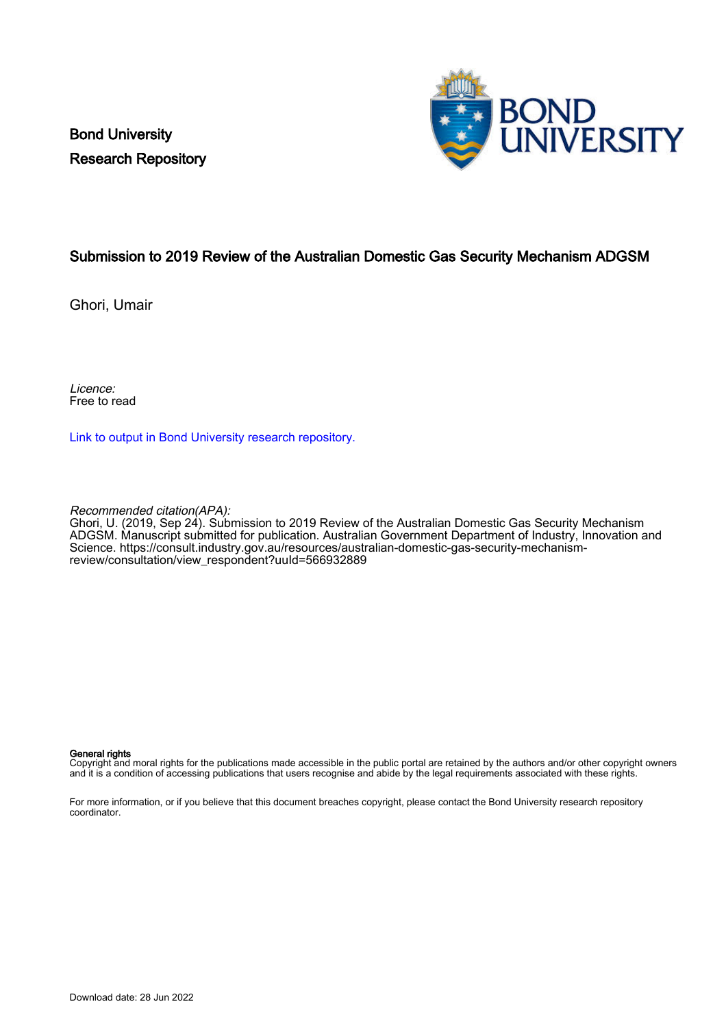Bond University
Research Repository

# Submission to 2019 Review of the Australian Domestic Gas Security Mechanism ADGSM

Ghori, Umair

*Licence:*
Free to read

[Link to output in Bond University research repository.]()

*Recommended citation(APA):*
Ghori, U. (2019, Sep 24). Submission to 2019 Review of the Australian Domestic Gas Security Mechanism ADGSM. Manuscript submitted for publication. Australian Government Department of Industry, Innovation and Science. https://consult.industry.gov.au/resources/australian-domestic-gas-security-mechanism-review/consultation/view_respondent?uuId=566932889

**General rights**
Copyright and moral rights for the publications made accessible in the public portal are retained by the authors and/or other copyright owners and it is a condition of accessing publications that users recognise and abide by the legal requirements associated with these rights.

For more information, or if you believe that this document breaches copyright, please contact the Bond University research repository coordinator.

Download date: 28 Jun 2022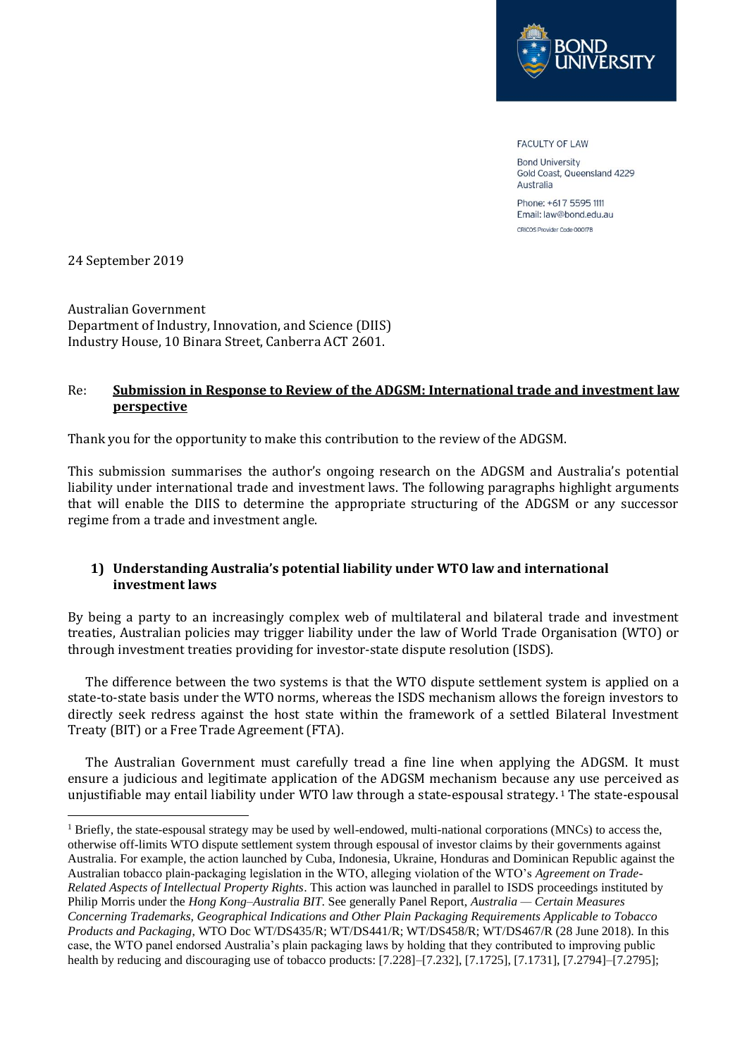FACULTY OF LAW

Bond University
Gold Coast, Queensland 4229
Australia

Phone: +617 5595 1111
Email: law@bond.edu.au

CRICOS Provider Code 00017B

24 September 2019

Australian Government
Department of Industry, Innovation, and Science (DIIS)
Industry House, 10 Binara Street, Canberra ACT 2601.

Re: **Submission in Response to Review of the ADGSM: International trade and investment law perspective**

Thank you for the opportunity to make this contribution to the review of the ADGSM.

This submission summarises the author's ongoing research on the ADGSM and Australia's potential liability under international trade and investment laws. The following paragraphs highlight arguments that will enable the DIIS to determine the appropriate structuring of the ADGSM or any successor regime from a trade and investment angle.

## 1) Understanding Australia's potential liability under WTO law and international investment laws

By being a party to an increasingly complex web of multilateral and bilateral trade and investment treaties, Australian policies may trigger liability under the law of World Trade Organisation (WTO) or through investment treaties providing for investor-state dispute resolution (ISDS).

The difference between the two systems is that the WTO dispute settlement system is applied on a state-to-state basis under the WTO norms, whereas the ISDS mechanism allows the foreign investors to directly seek redress against the host state within the framework of a settled Bilateral Investment Treaty (BIT) or a Free Trade Agreement (FTA).

The Australian Government must carefully tread a fine line when applying the ADGSM. It must ensure a judicious and legitimate application of the ADGSM mechanism because any use perceived as unjustifiable may entail liability under WTO law through a state-espousal strategy.[1] The state-espousal

[1] Briefly, the state-espousal strategy may be used by well-endowed, multi-national corporations (MNCs) to access the, otherwise off-limits WTO dispute settlement system through espousal of investor claims by their governments against Australia. For example, the action launched by Cuba, Indonesia, Ukraine, Honduras and Dominican Republic against the Australian tobacco plain-packaging legislation in the WTO, alleging violation of the WTO's *Agreement on Trade-Related Aspects of Intellectual Property Rights*. This action was launched in parallel to ISDS proceedings instituted by Philip Morris under the *Hong Kong–Australia BIT*. See generally Panel Report, *Australia — Certain Measures Concerning Trademarks, Geographical Indications and Other Plain Packaging Requirements Applicable to Tobacco Products and Packaging*, WTO Doc WT/DS435/R; WT/DS441/R; WT/DS458/R; WT/DS467/R (28 June 2018). In this case, the WTO panel endorsed Australia's plain packaging laws by holding that they contributed to improving public health by reducing and discouraging use of tobacco products: [7.228]–[7.232], [7.1725], [7.1731], [7.2794]–[7.2795];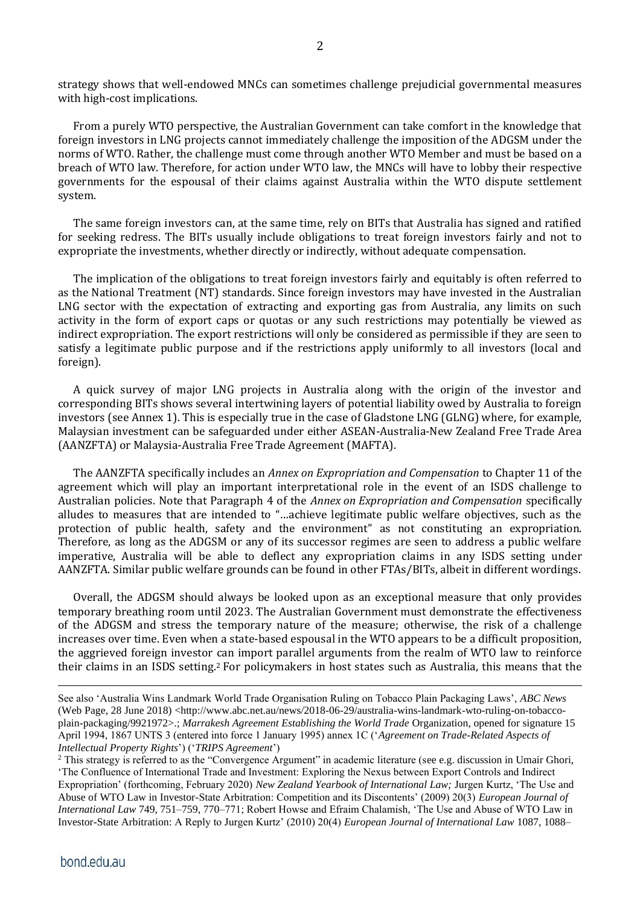strategy shows that well-endowed MNCs can sometimes challenge prejudicial governmental measures with high-cost implications.

From a purely WTO perspective, the Australian Government can take comfort in the knowledge that foreign investors in LNG projects cannot immediately challenge the imposition of the ADGSM under the norms of WTO. Rather, the challenge must come through another WTO Member and must be based on a breach of WTO law. Therefore, for action under WTO law, the MNCs will have to lobby their respective governments for the espousal of their claims against Australia within the WTO dispute settlement system.

The same foreign investors can, at the same time, rely on BITs that Australia has signed and ratified for seeking redress. The BITs usually include obligations to treat foreign investors fairly and not to expropriate the investments, whether directly or indirectly, without adequate compensation.

The implication of the obligations to treat foreign investors fairly and equitably is often referred to as the National Treatment (NT) standards. Since foreign investors may have invested in the Australian LNG sector with the expectation of extracting and exporting gas from Australia, any limits on such activity in the form of export caps or quotas or any such restrictions may potentially be viewed as indirect expropriation. The export restrictions will only be considered as permissible if they are seen to satisfy a legitimate public purpose and if the restrictions apply uniformly to all investors (local and foreign).

A quick survey of major LNG projects in Australia along with the origin of the investor and corresponding BITs shows several intertwining layers of potential liability owed by Australia to foreign investors (see Annex 1). This is especially true in the case of Gladstone LNG (GLNG) where, for example, Malaysian investment can be safeguarded under either ASEAN-Australia-New Zealand Free Trade Area (AANZFTA) or Malaysia-Australia Free Trade Agreement (MAFTA).

The AANZFTA specifically includes an *Annex on Expropriation and Compensation* to Chapter 11 of the agreement which will play an important interpretational role in the event of an ISDS challenge to Australian policies. Note that Paragraph 4 of the *Annex on Expropriation and Compensation* specifically alludes to measures that are intended to "…achieve legitimate public welfare objectives, such as the protection of public health, safety and the environment" as not constituting an expropriation. Therefore, as long as the ADGSM or any of its successor regimes are seen to address a public welfare imperative, Australia will be able to deflect any expropriation claims in any ISDS setting under AANZFTA. Similar public welfare grounds can be found in other FTAs/BITs, albeit in different wordings.

Overall, the ADGSM should always be looked upon as an exceptional measure that only provides temporary breathing room until 2023. The Australian Government must demonstrate the effectiveness of the ADGSM and stress the temporary nature of the measure; otherwise, the risk of a challenge increases over time. Even when a state-based espousal in the WTO appears to be a difficult proposition, the aggrieved foreign investor can import parallel arguments from the realm of WTO law to reinforce their claims in an ISDS setting.[2] For policymakers in host states such as Australia, this means that the

---

See also 'Australia Wins Landmark World Trade Organisation Ruling on Tobacco Plain Packaging Laws', *ABC News* (Web Page, 28 June 2018) <http://www.abc.net.au/news/2018-06-29/australia-wins-landmark-wto-ruling-on-tobacco-plain-packaging/9921972>.; *Marrakesh Agreement Establishing the World Trade* Organization, opened for signature 15 April 1994, 1867 UNTS 3 (entered into force 1 January 1995) annex 1C ('*Agreement on Trade-Related Aspects of Intellectual Property Rights*') ('*TRIPS Agreement*')

[2] This strategy is referred to as the "Convergence Argument" in academic literature (see e.g. discussion in Umair Ghori, 'The Confluence of International Trade and Investment: Exploring the Nexus between Export Controls and Indirect Expropriation' (forthcoming, February 2020) *New Zealand Yearbook of International Law;* Jurgen Kurtz, 'The Use and Abuse of WTO Law in Investor-State Arbitration: Competition and its Discontents' (2009) 20(3) *European Journal of International Law* 749, 751–759, 770–771; Robert Howse and Efraim Chalamish, 'The Use and Abuse of WTO Law in Investor-State Arbitration: A Reply to Jurgen Kurtz' (2010) 20(4) *European Journal of International Law* 1087, 1088–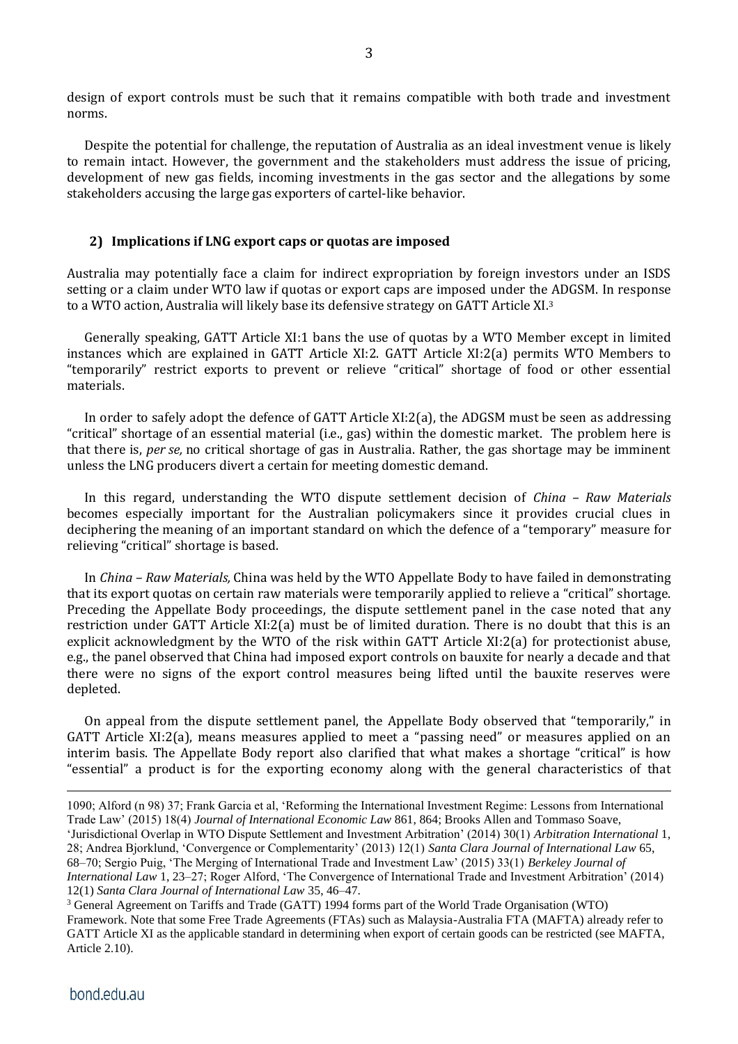design of export controls must be such that it remains compatible with both trade and investment norms.

Despite the potential for challenge, the reputation of Australia as an ideal investment venue is likely to remain intact. However, the government and the stakeholders must address the issue of pricing, development of new gas fields, incoming investments in the gas sector and the allegations by some stakeholders accusing the large gas exporters of cartel-like behavior.

## 2) Implications if LNG export caps or quotas are imposed

Australia may potentially face a claim for indirect expropriation by foreign investors under an ISDS setting or a claim under WTO law if quotas or export caps are imposed under the ADGSM. In response to a WTO action, Australia will likely base its defensive strategy on GATT Article XI.[3]

Generally speaking, GATT Article XI:1 bans the use of quotas by a WTO Member except in limited instances which are explained in GATT Article XI:2. GATT Article XI:2(a) permits WTO Members to "temporarily" restrict exports to prevent or relieve "critical" shortage of food or other essential materials.

In order to safely adopt the defence of GATT Article XI:2(a), the ADGSM must be seen as addressing "critical" shortage of an essential material (i.e., gas) within the domestic market. The problem here is that there is, *per se,* no critical shortage of gas in Australia. Rather, the gas shortage may be imminent unless the LNG producers divert a certain for meeting domestic demand.

In this regard, understanding the WTO dispute settlement decision of *China – Raw Materials* becomes especially important for the Australian policymakers since it provides crucial clues in deciphering the meaning of an important standard on which the defence of a "temporary" measure for relieving "critical" shortage is based.

In *China – Raw Materials,* China was held by the WTO Appellate Body to have failed in demonstrating that its export quotas on certain raw materials were temporarily applied to relieve a "critical" shortage. Preceding the Appellate Body proceedings, the dispute settlement panel in the case noted that any restriction under GATT Article XI:2(a) must be of limited duration. There is no doubt that this is an explicit acknowledgment by the WTO of the risk within GATT Article XI:2(a) for protectionist abuse, e.g., the panel observed that China had imposed export controls on bauxite for nearly a decade and that there were no signs of the export control measures being lifted until the bauxite reserves were depleted.

On appeal from the dispute settlement panel, the Appellate Body observed that "temporarily," in GATT Article XI:2(a), means measures applied to meet a "passing need" or measures applied on an interim basis. The Appellate Body report also clarified that what makes a shortage "critical" is how "essential" a product is for the exporting economy along with the general characteristics of that

---

1090; Alford (n 98) 37; Frank Garcia et al, 'Reforming the International Investment Regime: Lessons from International Trade Law' (2015) 18(4) *Journal of International Economic Law* 861, 864; Brooks Allen and Tommaso Soave, 'Jurisdictional Overlap in WTO Dispute Settlement and Investment Arbitration' (2014) 30(1) *Arbitration International* 1, 28; Andrea Bjorklund, 'Convergence or Complementarity' (2013) 12(1) *Santa Clara Journal of International Law* 65, 68–70; Sergio Puig, 'The Merging of International Trade and Investment Law' (2015) 33(1) *Berkeley Journal of International Law* 1, 23–27; Roger Alford, 'The Convergence of International Trade and Investment Arbitration' (2014) 12(1) *Santa Clara Journal of International Law* 35, 46–47.

[3] General Agreement on Tariffs and Trade (GATT) 1994 forms part of the World Trade Organisation (WTO) Framework. Note that some Free Trade Agreements (FTAs) such as Malaysia-Australia FTA (MAFTA) already refer to GATT Article XI as the applicable standard in determining when export of certain goods can be restricted (see MAFTA, Article 2.10).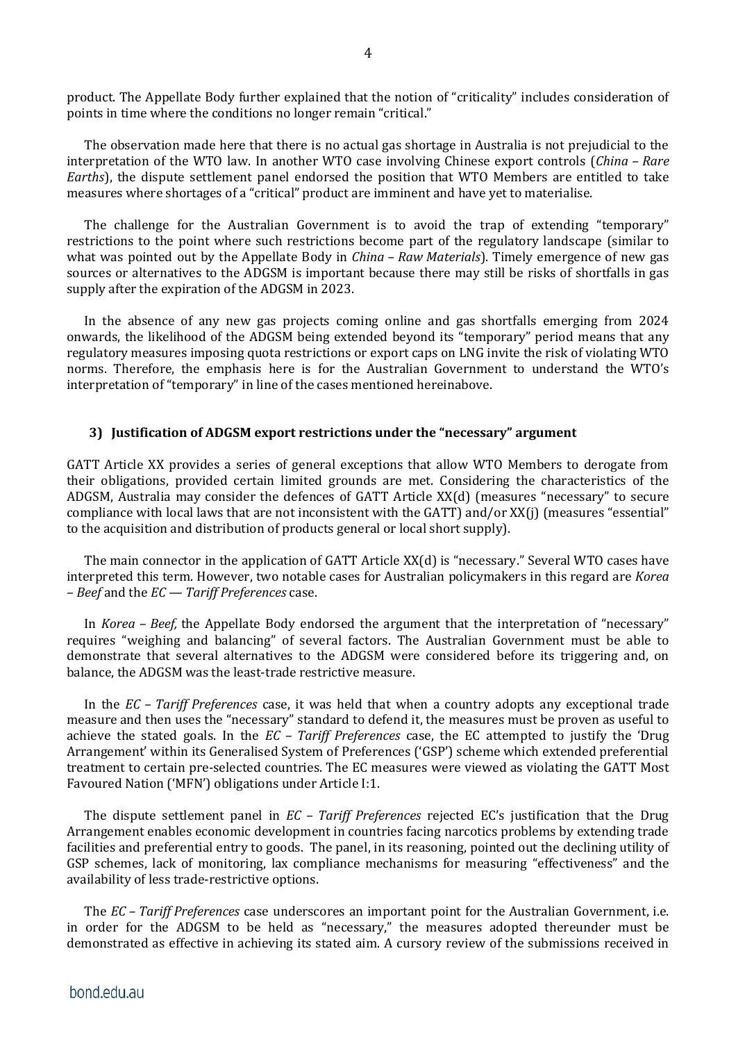product. The Appellate Body further explained that the notion of "criticality" includes consideration of points in time where the conditions no longer remain "critical."

The observation made here that there is no actual gas shortage in Australia is not prejudicial to the interpretation of the WTO law. In another WTO case involving Chinese export controls (*China – Rare Earths*), the dispute settlement panel endorsed the position that WTO Members are entitled to take measures where shortages of a "critical" product are imminent and have yet to materialise.

The challenge for the Australian Government is to avoid the trap of extending "temporary" restrictions to the point where such restrictions become part of the regulatory landscape (similar to what was pointed out by the Appellate Body in *China – Raw Materials*). Timely emergence of new gas sources or alternatives to the ADGSM is important because there may still be risks of shortfalls in gas supply after the expiration of the ADGSM in 2023.

In the absence of any new gas projects coming online and gas shortfalls emerging from 2024 onwards, the likelihood of the ADGSM being extended beyond its "temporary" period means that any regulatory measures imposing quota restrictions or export caps on LNG invite the risk of violating WTO norms. Therefore, the emphasis here is for the Australian Government to understand the WTO's interpretation of "temporary" in line of the cases mentioned hereinabove.

### 3) Justification of ADGSM export restrictions under the "necessary" argument

GATT Article XX provides a series of general exceptions that allow WTO Members to derogate from their obligations, provided certain limited grounds are met. Considering the characteristics of the ADGSM, Australia may consider the defences of GATT Article XX(d) (measures "necessary" to secure compliance with local laws that are not inconsistent with the GATT) and/or XX(j) (measures "essential" to the acquisition and distribution of products general or local short supply).

The main connector in the application of GATT Article XX(d) is "necessary." Several WTO cases have interpreted this term. However, two notable cases for Australian policymakers in this regard are *Korea – Beef* and the *EC — Tariff Preferences* case.

In *Korea – Beef,* the Appellate Body endorsed the argument that the interpretation of "necessary" requires "weighing and balancing" of several factors. The Australian Government must be able to demonstrate that several alternatives to the ADGSM were considered before its triggering and, on balance, the ADGSM was the least-trade restrictive measure.

In the *EC – Tariff Preferences* case, it was held that when a country adopts any exceptional trade measure and then uses the "necessary" standard to defend it, the measures must be proven as useful to achieve the stated goals. In the *EC – Tariff Preferences* case, the EC attempted to justify the 'Drug Arrangement' within its Generalised System of Preferences ('GSP') scheme which extended preferential treatment to certain pre-selected countries. The EC measures were viewed as violating the GATT Most Favoured Nation ('MFN') obligations under Article I:1.

The dispute settlement panel in *EC – Tariff Preferences* rejected EC's justification that the Drug Arrangement enables economic development in countries facing narcotics problems by extending trade facilities and preferential entry to goods. The panel, in its reasoning, pointed out the declining utility of GSP schemes, lack of monitoring, lax compliance mechanisms for measuring "effectiveness" and the availability of less trade-restrictive options.

The *EC – Tariff Preferences* case underscores an important point for the Australian Government, i.e. in order for the ADGSM to be held as "necessary," the measures adopted thereunder must be demonstrated as effective in achieving its stated aim. A cursory review of the submissions received in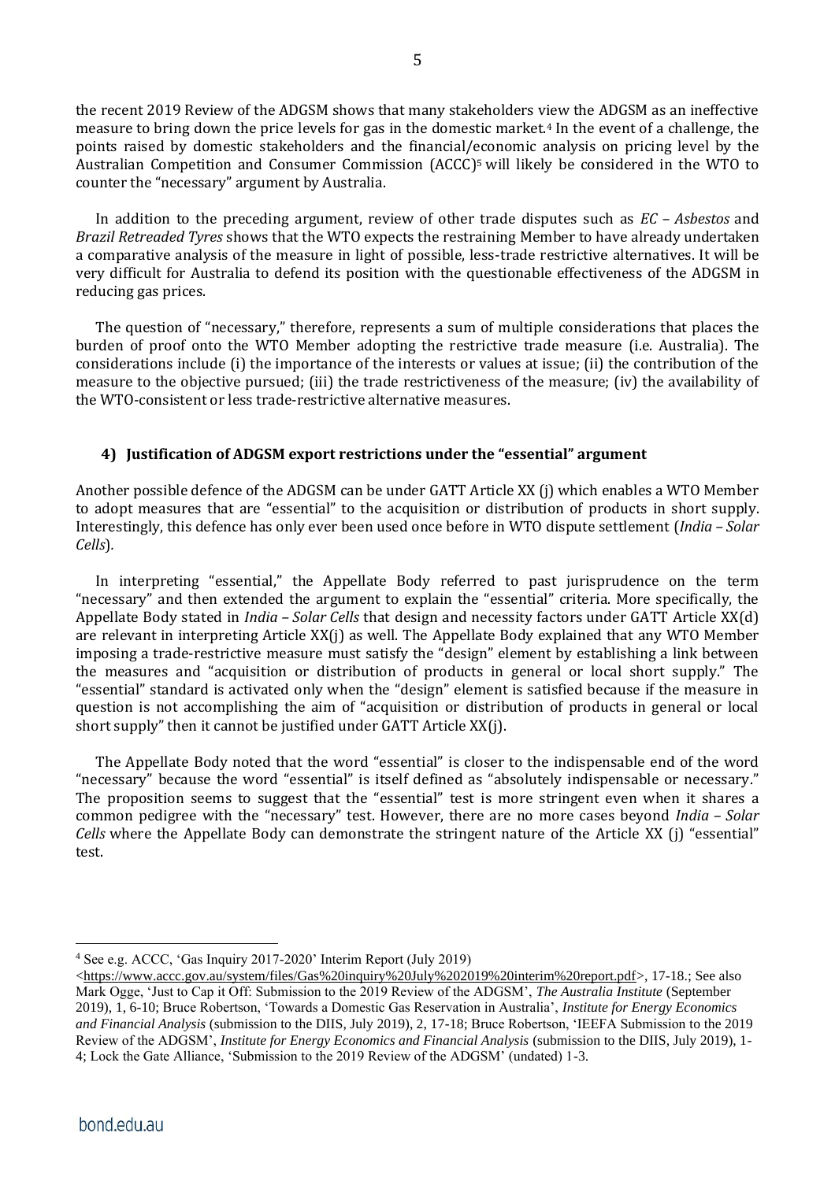the recent 2019 Review of the ADGSM shows that many stakeholders view the ADGSM as an ineffective measure to bring down the price levels for gas in the domestic market.[4] In the event of a challenge, the points raised by domestic stakeholders and the financial/economic analysis on pricing level by the Australian Competition and Consumer Commission (ACCC)[5] will likely be considered in the WTO to counter the "necessary" argument by Australia.

In addition to the preceding argument, review of other trade disputes such as *EC – Asbestos* and *Brazil Retreaded Tyres* shows that the WTO expects the restraining Member to have already undertaken a comparative analysis of the measure in light of possible, less-trade restrictive alternatives. It will be very difficult for Australia to defend its position with the questionable effectiveness of the ADGSM in reducing gas prices.

The question of "necessary," therefore, represents a sum of multiple considerations that places the burden of proof onto the WTO Member adopting the restrictive trade measure (i.e. Australia). The considerations include (i) the importance of the interests or values at issue; (ii) the contribution of the measure to the objective pursued; (iii) the trade restrictiveness of the measure; (iv) the availability of the WTO-consistent or less trade-restrictive alternative measures.

### 4) Justification of ADGSM export restrictions under the "essential" argument

Another possible defence of the ADGSM can be under GATT Article XX (j) which enables a WTO Member to adopt measures that are "essential" to the acquisition or distribution of products in short supply. Interestingly, this defence has only ever been used once before in WTO dispute settlement (*India – Solar Cells*).

In interpreting "essential," the Appellate Body referred to past jurisprudence on the term "necessary" and then extended the argument to explain the "essential" criteria. More specifically, the Appellate Body stated in *India – Solar Cells* that design and necessity factors under GATT Article XX(d) are relevant in interpreting Article XX(j) as well. The Appellate Body explained that any WTO Member imposing a trade-restrictive measure must satisfy the "design" element by establishing a link between the measures and "acquisition or distribution of products in general or local short supply." The "essential" standard is activated only when the "design" element is satisfied because if the measure in question is not accomplishing the aim of "acquisition or distribution of products in general or local short supply" then it cannot be justified under GATT Article XX(j).

The Appellate Body noted that the word "essential" is closer to the indispensable end of the word "necessary" because the word "essential" is itself defined as "absolutely indispensable or necessary." The proposition seems to suggest that the "essential" test is more stringent even when it shares a common pedigree with the "necessary" test. However, there are no more cases beyond *India – Solar Cells* where the Appellate Body can demonstrate the stringent nature of the Article XX (j) "essential" test.

---

[4] See e.g. ACCC, 'Gas Inquiry 2017-2020' Interim Report (July 2019) <https://www.accc.gov.au/system/files/Gas%20inquiry%20July%202019%20interim%20report.pdf>, 17-18.; See also Mark Ogge, 'Just to Cap it Off: Submission to the 2019 Review of the ADGSM', *The Australia Institute* (September 2019), 1, 6-10; Bruce Robertson, 'Towards a Domestic Gas Reservation in Australia', *Institute for Energy Economics and Financial Analysis* (submission to the DIIS, July 2019), 2, 17-18; Bruce Robertson, 'IEEFA Submission to the 2019 Review of the ADGSM', *Institute for Energy Economics and Financial Analysis* (submission to the DIIS, July 2019), 1-4; Lock the Gate Alliance, 'Submission to the 2019 Review of the ADGSM' (undated) 1-3.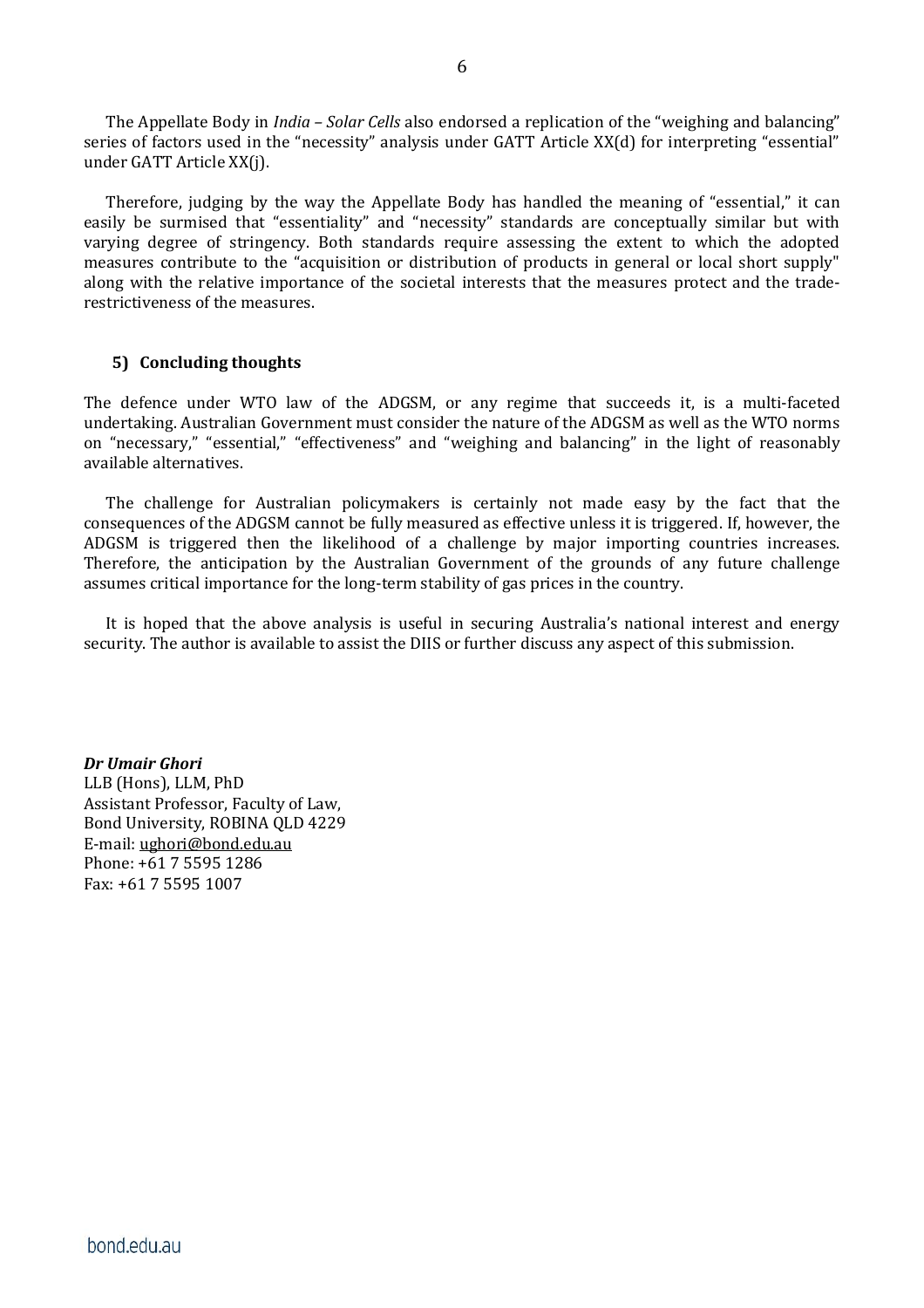The Appellate Body in *India – Solar Cells* also endorsed a replication of the "weighing and balancing" series of factors used in the "necessity" analysis under GATT Article XX(d) for interpreting "essential" under GATT Article XX(j).

Therefore, judging by the way the Appellate Body has handled the meaning of "essential," it can easily be surmised that "essentiality" and "necessity" standards are conceptually similar but with varying degree of stringency. Both standards require assessing the extent to which the adopted measures contribute to the "acquisition or distribution of products in general or local short supply" along with the relative importance of the societal interests that the measures protect and the trade-restrictiveness of the measures.

## 5) Concluding thoughts

The defence under WTO law of the ADGSM, or any regime that succeeds it, is a multi-faceted undertaking. Australian Government must consider the nature of the ADGSM as well as the WTO norms on "necessary," "essential," "effectiveness" and "weighing and balancing" in the light of reasonably available alternatives.

The challenge for Australian policymakers is certainly not made easy by the fact that the consequences of the ADGSM cannot be fully measured as effective unless it is triggered. If, however, the ADGSM is triggered then the likelihood of a challenge by major importing countries increases. Therefore, the anticipation by the Australian Government of the grounds of any future challenge assumes critical importance for the long-term stability of gas prices in the country.

It is hoped that the above analysis is useful in securing Australia's national interest and energy security. The author is available to assist the DIIS or further discuss any aspect of this submission.

***Dr Umair Ghori***
LLB (Hons), LLM, PhD
Assistant Professor, Faculty of Law,
Bond University, ROBINA QLD 4229
E-mail: ughori@bond.edu.au
Phone: +61 7 5595 1286
Fax: +61 7 5595 1007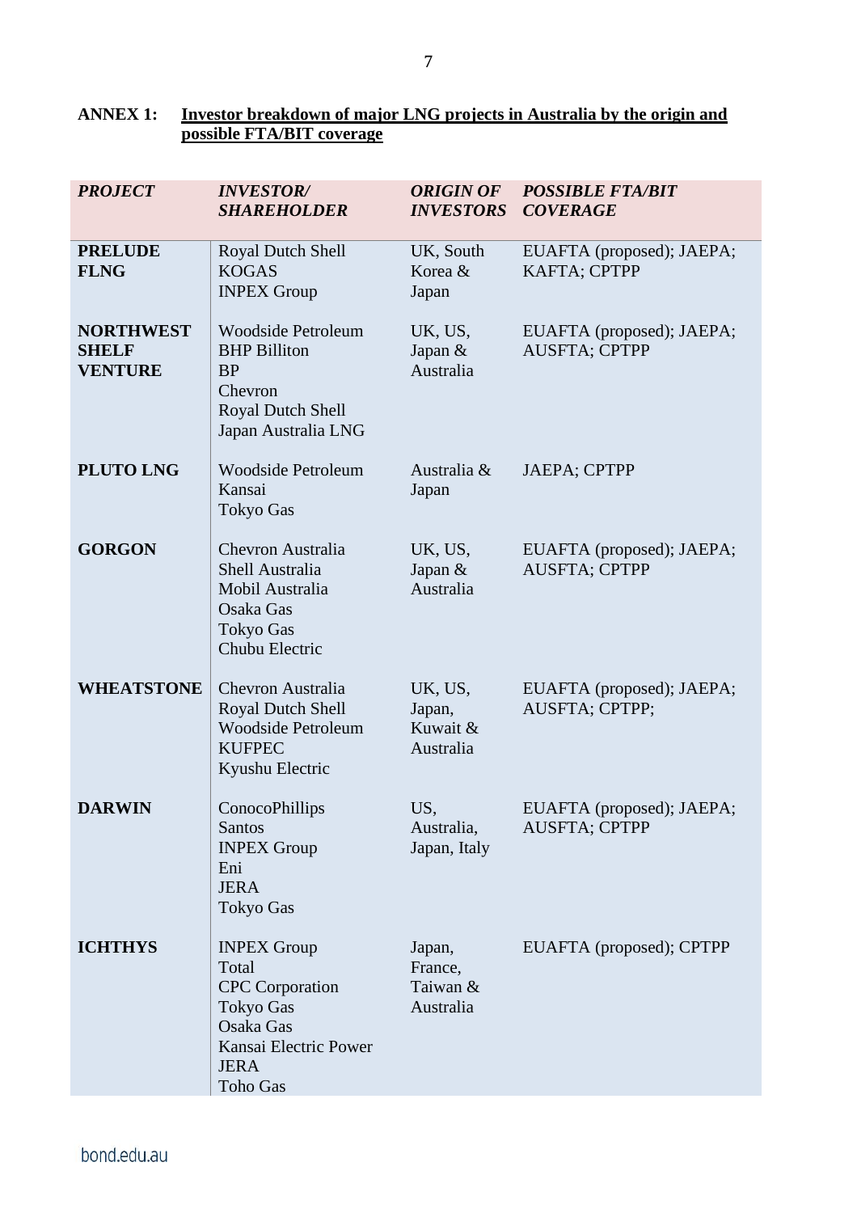**ANNEX 1: <u>Investor breakdown of major LNG projects in Australia by the origin and possible FTA/BIT coverage</u>**

| *PROJECT* | *INVESTOR/ SHAREHOLDER* | *ORIGIN OF INVESTORS* | *POSSIBLE FTA/BIT COVERAGE* |
|---|---|---|---|
| **PRELUDE FLNG** | Royal Dutch Shell<br>KOGAS<br>INPEX Group | UK, South Korea & Japan | EUAFTA (proposed); JAEPA; KAFTA; CPTPP |
| **NORTHWEST SHELF VENTURE** | Woodside Petroleum<br>BHP Billiton<br>BP<br>Chevron<br>Royal Dutch Shell<br>Japan Australia LNG | UK, US, Japan & Australia | EUAFTA (proposed); JAEPA; AUSFTA; CPTPP |
| **PLUTO LNG** | Woodside Petroleum<br>Kansai<br>Tokyo Gas | Australia & Japan | JAEPA; CPTPP |
| **GORGON** | Chevron Australia<br>Shell Australia<br>Mobil Australia<br>Osaka Gas<br>Tokyo Gas<br>Chubu Electric | UK, US, Japan & Australia | EUAFTA (proposed); JAEPA; AUSFTA; CPTPP |
| **WHEATSTONE** | Chevron Australia<br>Royal Dutch Shell<br>Woodside Petroleum<br>KUFPEC<br>Kyushu Electric | UK, US, Japan, Kuwait & Australia | EUAFTA (proposed); JAEPA; AUSFTA; CPTPP; |
| **DARWIN** | ConocoPhillips<br>Santos<br>INPEX Group<br>Eni<br>JERA<br>Tokyo Gas | US, Australia, Japan, Italy | EUAFTA (proposed); JAEPA; AUSFTA; CPTPP |
| **ICHTHYS** | INPEX Group<br>Total<br>CPC Corporation<br>Tokyo Gas<br>Osaka Gas<br>Kansai Electric Power<br>JERA<br>Toho Gas | Japan, France, Taiwan & Australia | EUAFTA (proposed); CPTPP |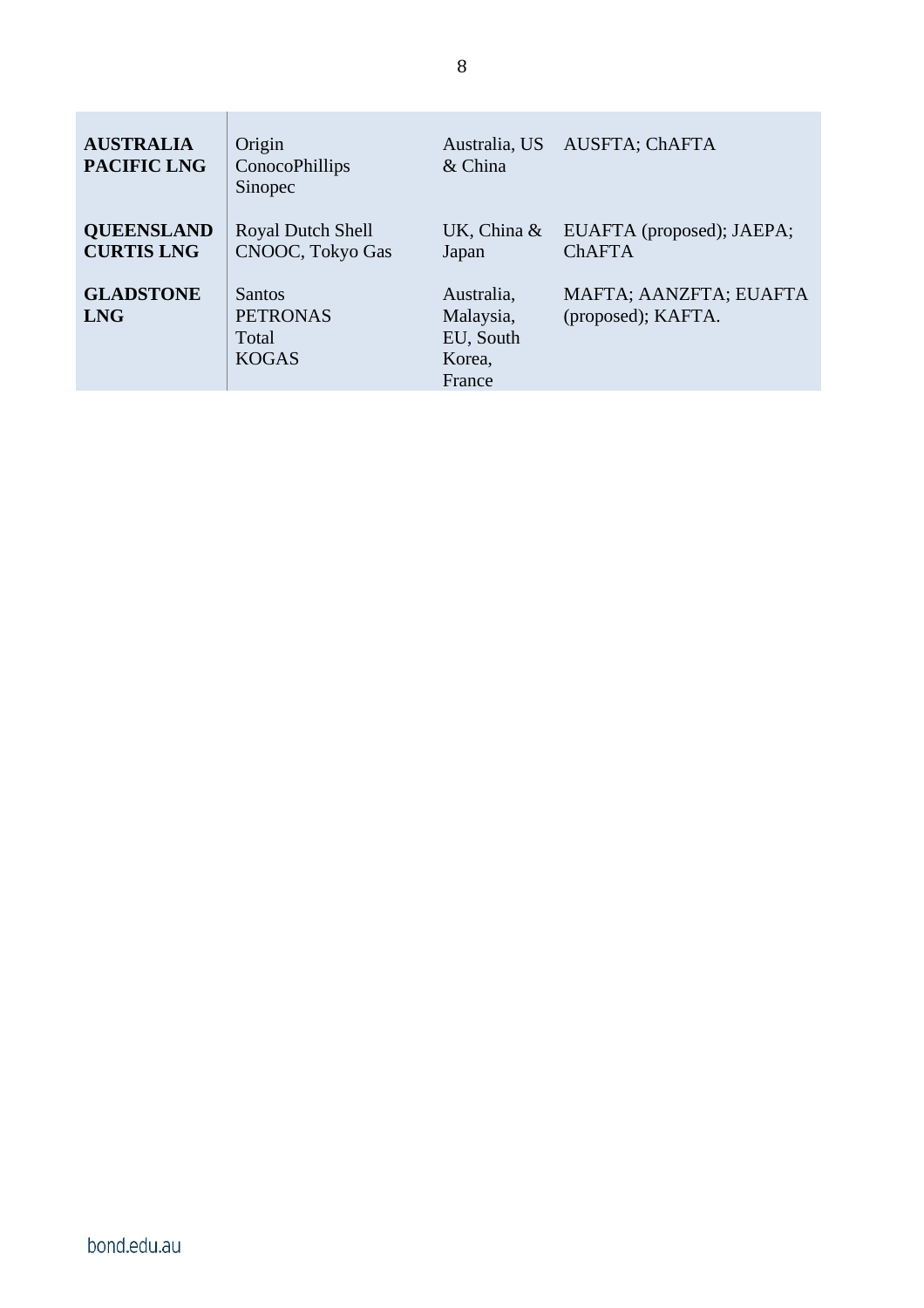| | | | |
|---|---|---|---|
| **AUSTRALIA PACIFIC LNG** | Origin<br>ConocoPhillips<br>Sinopec | Australia, US & China | AUSFTA; ChAFTA |
| **QUEENSLAND CURTIS LNG** | Royal Dutch Shell<br>CNOOC, Tokyo Gas | UK, China & Japan | EUAFTA (proposed); JAEPA; ChAFTA |
| **GLADSTONE LNG** | Santos<br>PETRONAS<br>Total<br>KOGAS | Australia, Malaysia, EU, South Korea, France | MAFTA; AANZFTA; EUAFTA (proposed); KAFTA. |